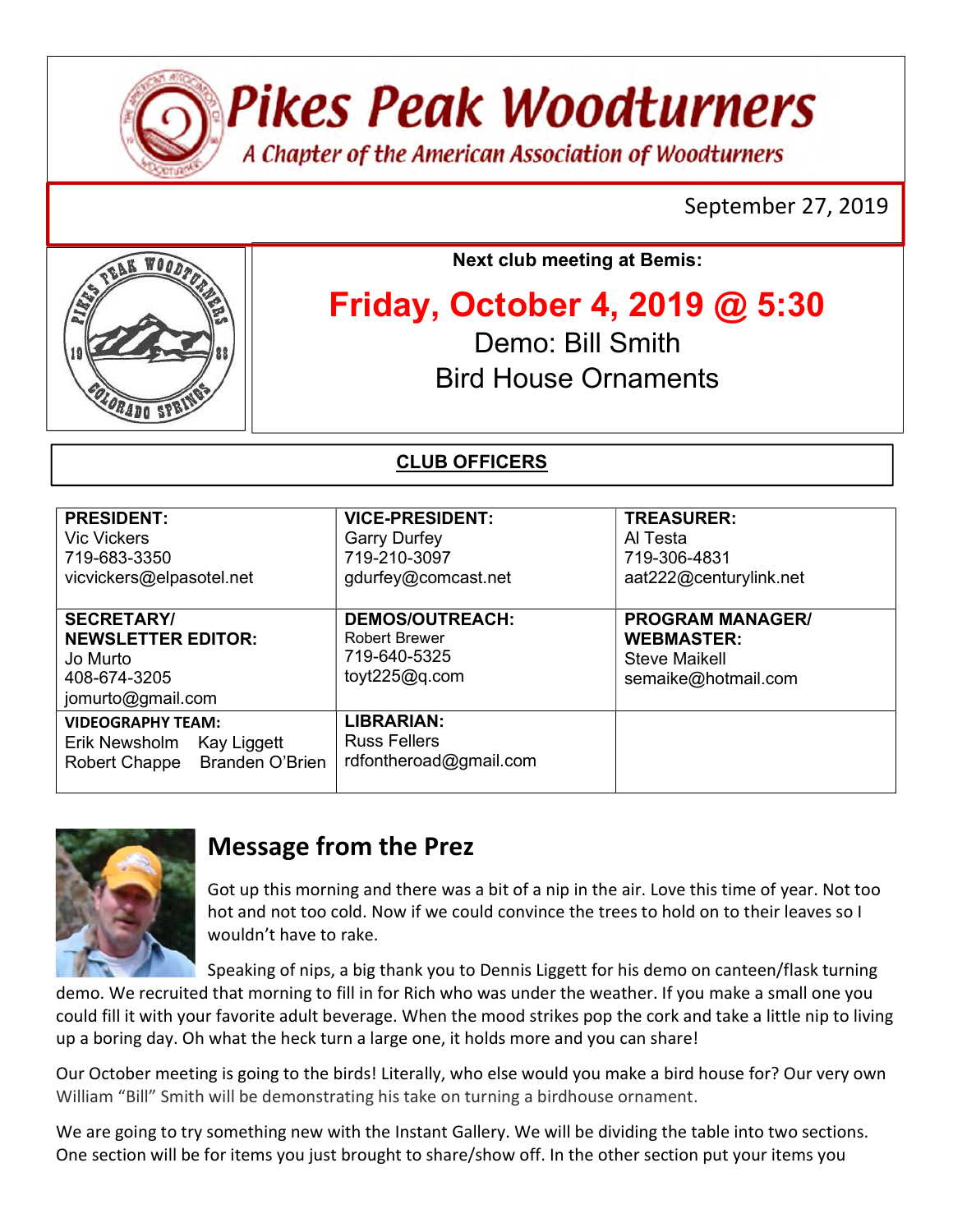# Pikes Peak Woodturners

*A Chapter of the American Association of Woodturners*

September 27, 2019

**Next club meeting at Bemis:**

## Friday, October 4, 2019 @ 5:30

Demo: Bill Smith

Bird House Ornaments

## CLUB OFFICERS

| | | |
|---|---|---|
| **PRESIDENT:**<br>Vic Vickers<br>719-683-3350<br>vicvickers@elpasotel.net | **VICE-PRESIDENT:**<br>Garry Durfey<br>719-210-3097<br>gdurfey@comcast.net | **TREASURER:**<br>Al Testa<br>719-306-4831<br>aat222@centurylink.net |
| **SECRETARY/ NEWSLETTER EDITOR:**<br>Jo Murto<br>408-674-3205<br>jomurto@gmail.com | **DEMOS/OUTREACH:**<br>Robert Brewer<br>719-640-5325<br>toyt225@q.com | **PROGRAM MANAGER/ WEBMASTER:**<br>Steve Maikell<br>semaike@hotmail.com |
| **VIDEOGRAPHY TEAM:**<br>Erik Newsholm Kay Liggett<br>Robert Chappe Branden O'Brien | **LIBRARIAN:**<br>Russ Fellers<br>rdfontheroad@gmail.com | |

## Message from the Prez

Got up this morning and there was a bit of a nip in the air. Love this time of year. Not too hot and not too cold. Now if we could convince the trees to hold on to their leaves so I wouldn't have to rake.

Speaking of nips, a big thank you to Dennis Liggett for his demo on canteen/flask turning demo. We recruited that morning to fill in for Rich who was under the weather. If you make a small one you could fill it with your favorite adult beverage. When the mood strikes pop the cork and take a little nip to living up a boring day. Oh what the heck turn a large one, it holds more and you can share!

Our October meeting is going to the birds! Literally, who else would you make a bird house for? Our very own William "Bill" Smith will be demonstrating his take on turning a birdhouse ornament.

We are going to try something new with the Instant Gallery. We will be dividing the table into two sections. One section will be for items you just brought to share/show off. In the other section put your items you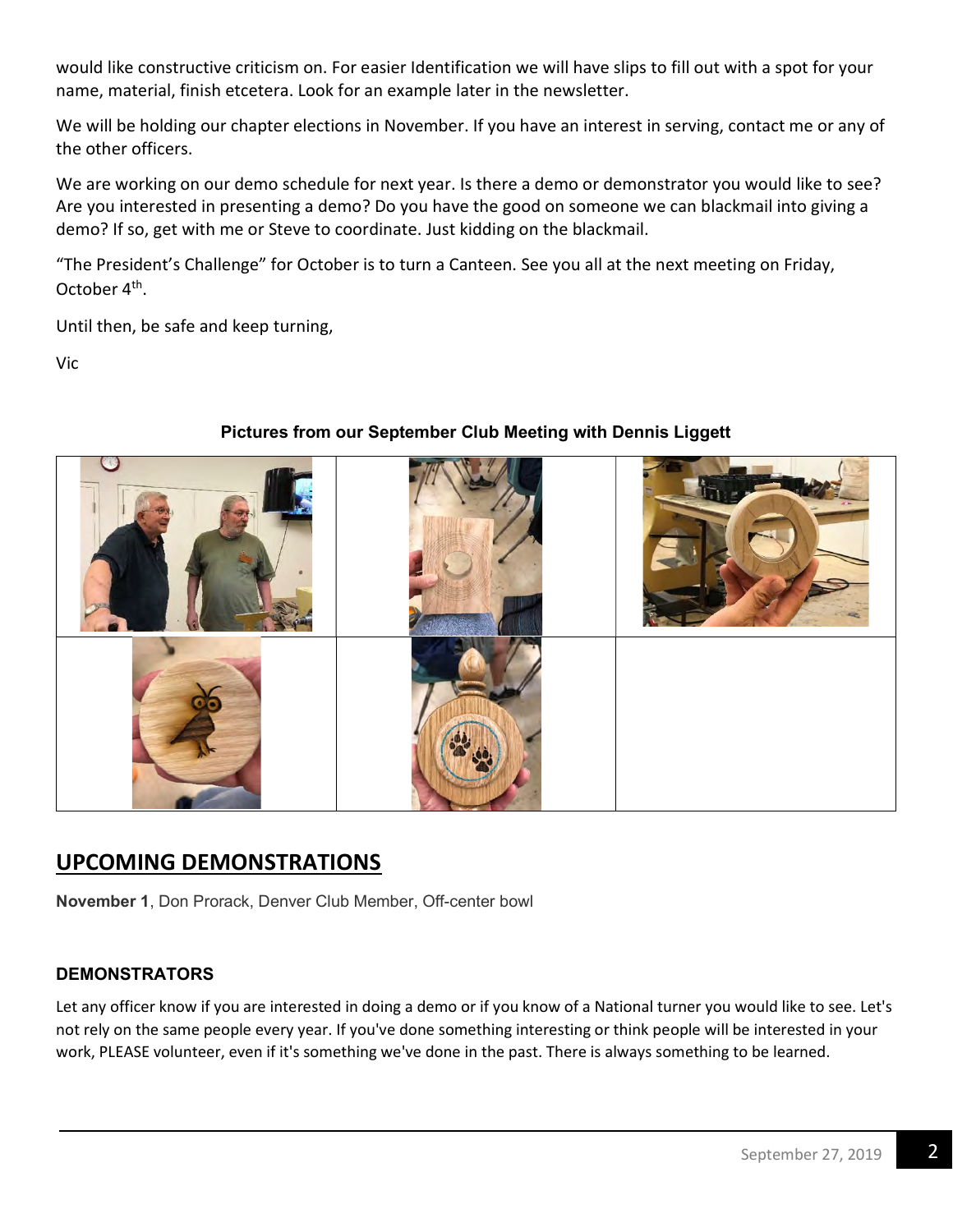would like constructive criticism on. For easier Identification we will have slips to fill out with a spot for your name, material, finish etcetera. Look for an example later in the newsletter.

We will be holding our chapter elections in November. If you have an interest in serving, contact me or any of the other officers.

We are working on our demo schedule for next year. Is there a demo or demonstrator you would like to see? Are you interested in presenting a demo? Do you have the good on someone we can blackmail into giving a demo? If so, get with me or Steve to coordinate. Just kidding on the blackmail.

"The President's Challenge" for October is to turn a Canteen. See you all at the next meeting on Friday, October 4th.

Until then, be safe and keep turning,

Vic

**Pictures from our September Club Meeting with Dennis Liggett**

## UPCOMING DEMONSTRATIONS

**November 1**, Don Prorack, Denver Club Member, Off-center bowl

### DEMONSTRATORS

Let any officer know if you are interested in doing a demo or if you know of a National turner you would like to see. Let's not rely on the same people every year. If you've done something interesting or think people will be interested in your work, PLEASE volunteer, even if it's something we've done in the past. There is always something to be learned.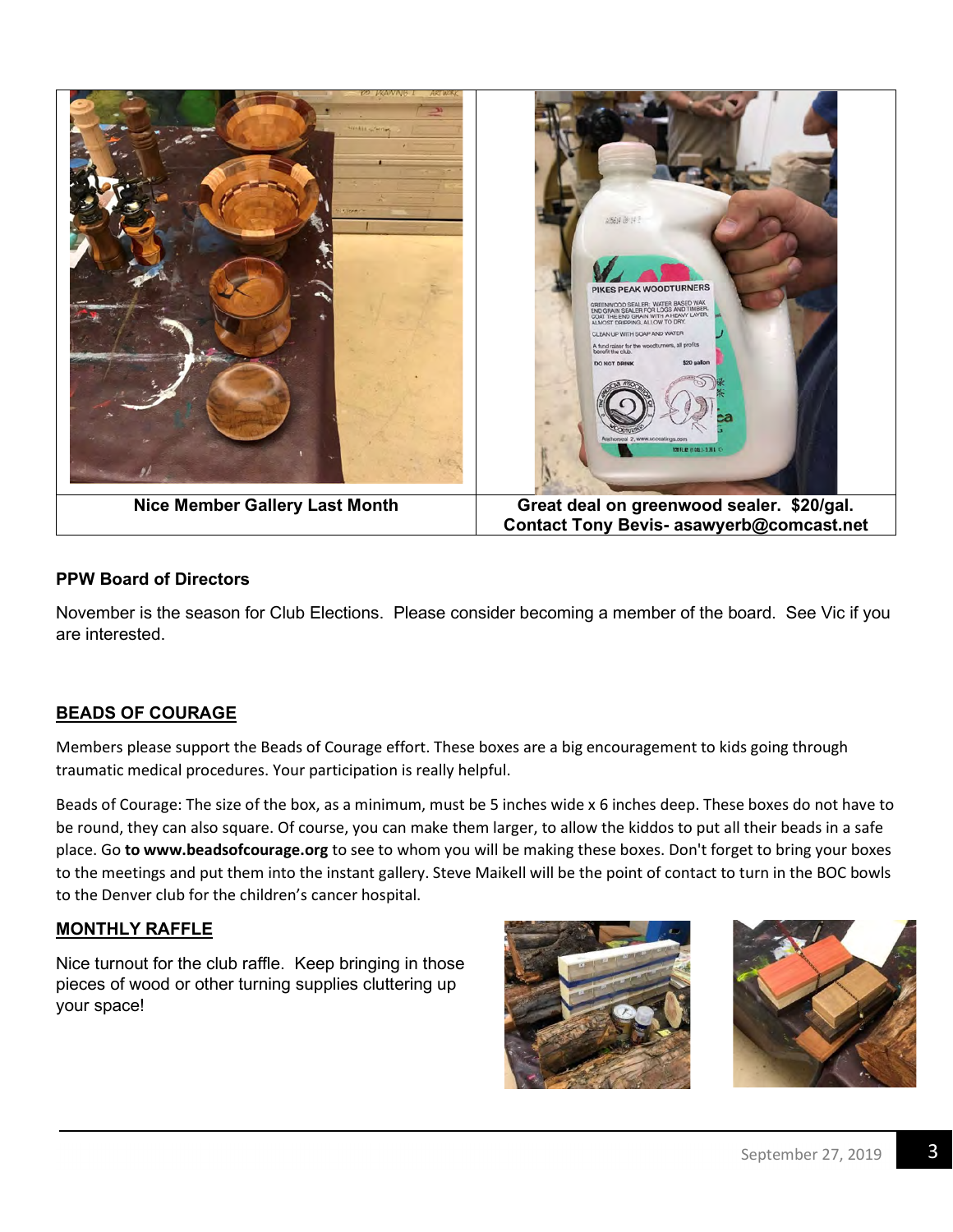| Nice Member Gallery Last Month | Great deal on greenwood sealer. $20/gal. Contact Tony Bevis- asawyerb@comcast.net |
| --- | --- |

**PPW Board of Directors**

November is the season for Club Elections. Please consider becoming a member of the board. See Vic if you are interested.

## BEADS OF COURAGE

Members please support the Beads of Courage effort. These boxes are a big encouragement to kids going through traumatic medical procedures. Your participation is really helpful.

Beads of Courage: The size of the box, as a minimum, must be 5 inches wide x 6 inches deep. These boxes do not have to be round, they can also square. Of course, you can make them larger, to allow the kiddos to put all their beads in a safe place. Go **to www.beadsofcourage.org** to see to whom you will be making these boxes. Don't forget to bring your boxes to the meetings and put them into the instant gallery. Steve Maikell will be the point of contact to turn in the BOC bowls to the Denver club for the children's cancer hospital.

## MONTHLY RAFFLE

Nice turnout for the club raffle. Keep bringing in those pieces of wood or other turning supplies cluttering up your space!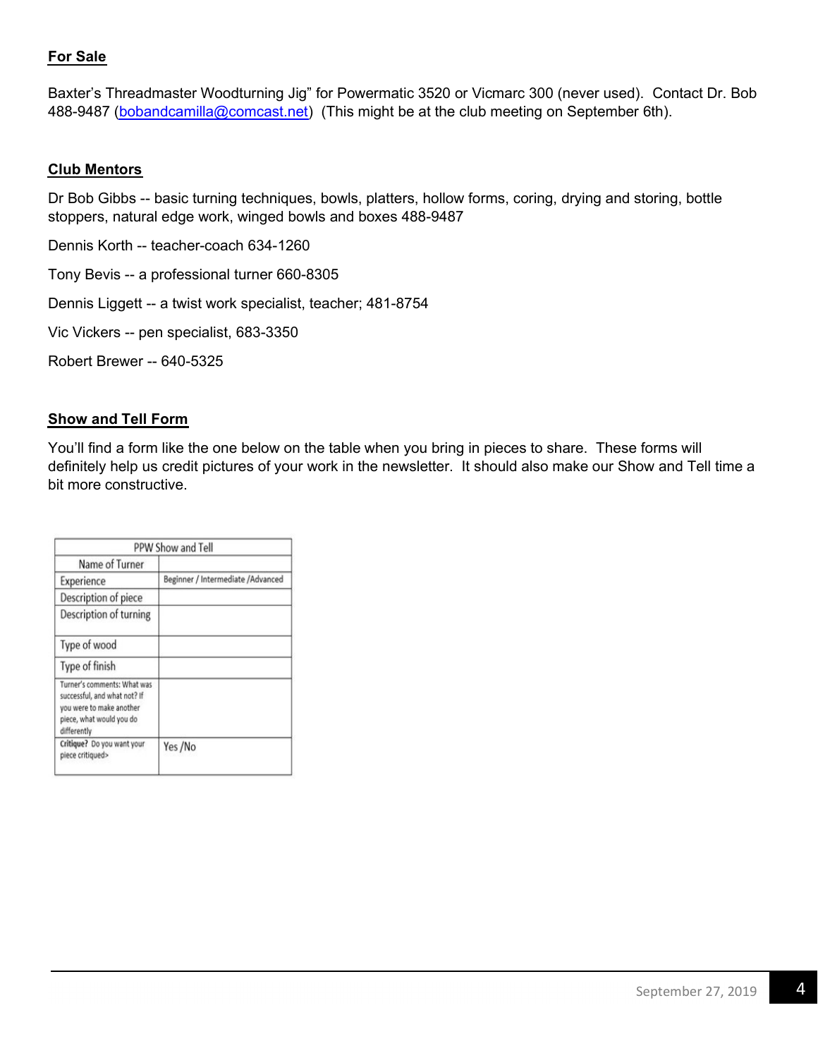## For Sale

Baxter's Threadmaster Woodturning Jig" for Powermatic 3520 or Vicmarc 300 (never used). Contact Dr. Bob 488-9487 (bobandcamilla@comcast.net) (This might be at the club meeting on September 6th).

## Club Mentors

Dr Bob Gibbs -- basic turning techniques, bowls, platters, hollow forms, coring, drying and storing, bottle stoppers, natural edge work, winged bowls and boxes 488-9487

Dennis Korth -- teacher-coach 634-1260

Tony Bevis -- a professional turner 660-8305

Dennis Liggett -- a twist work specialist, teacher; 481-8754

Vic Vickers -- pen specialist, 683-3350

Robert Brewer -- 640-5325

## Show and Tell Form

You'll find a form like the one below on the table when you bring in pieces to share. These forms will definitely help us credit pictures of your work in the newsletter. It should also make our Show and Tell time a bit more constructive.

| PPW Show and Tell | |
|---|---|
| Name of Turner | |
| Experience | Beginner / Intermediate /Advanced |
| Description of piece | |
| Description of turning | |
| Type of wood | |
| Type of finish | |
| Turner's comments: What was successful, and what not? If you were to make another piece, what would you do differently | |
| **Critique?** Do you want your piece critiqued> | Yes /No |